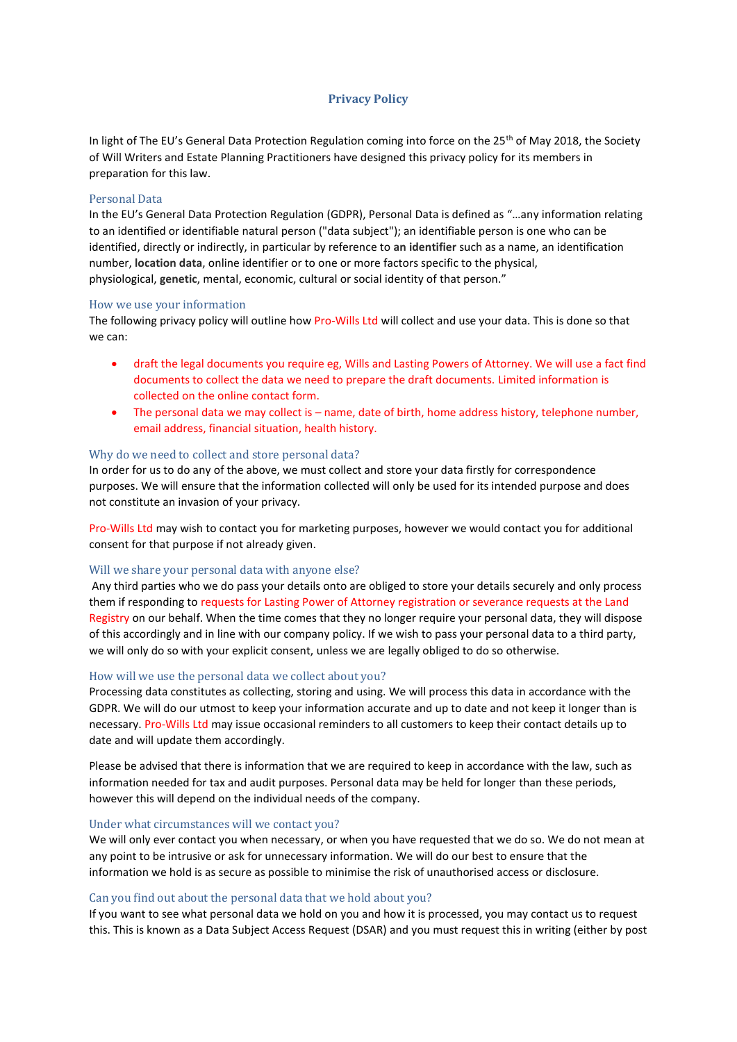# Privacy Policy

In light of The EU's General Data Protection Regulation coming into force on the 25th of May 2018, the Society of Will Writers and Estate Planning Practitioners have designed this privacy policy for its members in preparation for this law.

## Personal Data

In the EU's General Data Protection Regulation (GDPR), Personal Data is defined as "…any information relating to an identified or identifiable natural person ("data subject"); an identifiable person is one who can be identified, directly or indirectly, in particular by reference to **an identifier** such as a name, an identification number, **location data**, online identifier or to one or more factors specific to the physical, physiological, **genetic**, mental, economic, cultural or social identity of that person."

## How we use your information

The following privacy policy will outline how Pro-Wills Ltd will collect and use your data. This is done so that we can:

- draft the legal documents you require eg, Wills and Lasting Powers of Attorney. We will use a fact find documents to collect the data we need to prepare the draft documents. Limited information is collected on the online contact form.
- The personal data we may collect is – name, date of birth, home address history, telephone number, email address, financial situation, health history.

## Why do we need to collect and store personal data?

In order for us to do any of the above, we must collect and store your data firstly for correspondence purposes. We will ensure that the information collected will only be used for its intended purpose and does not constitute an invasion of your privacy.

Pro-Wills Ltd may wish to contact you for marketing purposes, however we would contact you for additional consent for that purpose if not already given.

## Will we share your personal data with anyone else?

Any third parties who we do pass your details onto are obliged to store your details securely and only process them if responding to requests for Lasting Power of Attorney registration or severance requests at the Land Registry on our behalf. When the time comes that they no longer require your personal data, they will dispose of this accordingly and in line with our company policy. If we wish to pass your personal data to a third party, we will only do so with your explicit consent, unless we are legally obliged to do so otherwise.

## How will we use the personal data we collect about you?

Processing data constitutes as collecting, storing and using. We will process this data in accordance with the GDPR. We will do our utmost to keep your information accurate and up to date and not keep it longer than is necessary. Pro-Wills Ltd may issue occasional reminders to all customers to keep their contact details up to date and will update them accordingly.

Please be advised that there is information that we are required to keep in accordance with the law, such as information needed for tax and audit purposes. Personal data may be held for longer than these periods, however this will depend on the individual needs of the company.

## Under what circumstances will we contact you?

We will only ever contact you when necessary, or when you have requested that we do so. We do not mean at any point to be intrusive or ask for unnecessary information. We will do our best to ensure that the information we hold is as secure as possible to minimise the risk of unauthorised access or disclosure.

## Can you find out about the personal data that we hold about you?

If you want to see what personal data we hold on you and how it is processed, you may contact us to request this. This is known as a Data Subject Access Request (DSAR) and you must request this in writing (either by post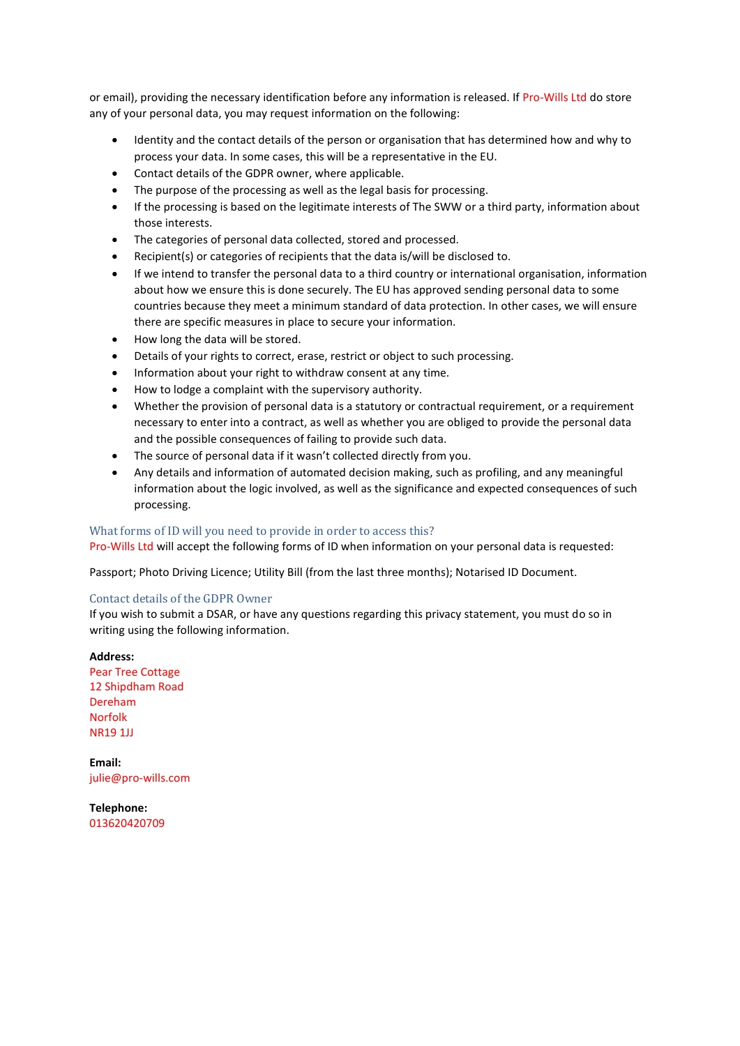or email), providing the necessary identification before any information is released. If Pro-Wills Ltd do store any of your personal data, you may request information on the following:

- Identity and the contact details of the person or organisation that has determined how and why to process your data. In some cases, this will be a representative in the EU.
- Contact details of the GDPR owner, where applicable.
- The purpose of the processing as well as the legal basis for processing.
- If the processing is based on the legitimate interests of The SWW or a third party, information about those interests.
- The categories of personal data collected, stored and processed.
- Recipient(s) or categories of recipients that the data is/will be disclosed to.
- If we intend to transfer the personal data to a third country or international organisation, information about how we ensure this is done securely. The EU has approved sending personal data to some countries because they meet a minimum standard of data protection. In other cases, we will ensure there are specific measures in place to secure your information.
- How long the data will be stored.
- Details of your rights to correct, erase, restrict or object to such processing.
- Information about your right to withdraw consent at any time.
- How to lodge a complaint with the supervisory authority.
- Whether the provision of personal data is a statutory or contractual requirement, or a requirement necessary to enter into a contract, as well as whether you are obliged to provide the personal data and the possible consequences of failing to provide such data.
- The source of personal data if it wasn't collected directly from you.
- Any details and information of automated decision making, such as profiling, and any meaningful information about the logic involved, as well as the significance and expected consequences of such processing.

## What forms of ID will you need to provide in order to access this?

Pro-Wills Ltd will accept the following forms of ID when information on your personal data is requested:

Passport; Photo Driving Licence; Utility Bill (from the last three months); Notarised ID Document.

## Contact details of the GDPR Owner

If you wish to submit a DSAR, or have any questions regarding this privacy statement, you must do so in writing using the following information.

**Address:**
Pear Tree Cottage
12 Shipdham Road
Dereham
Norfolk
NR19 1JJ

**Email:**
julie@pro-wills.com

**Telephone:**
013620420709